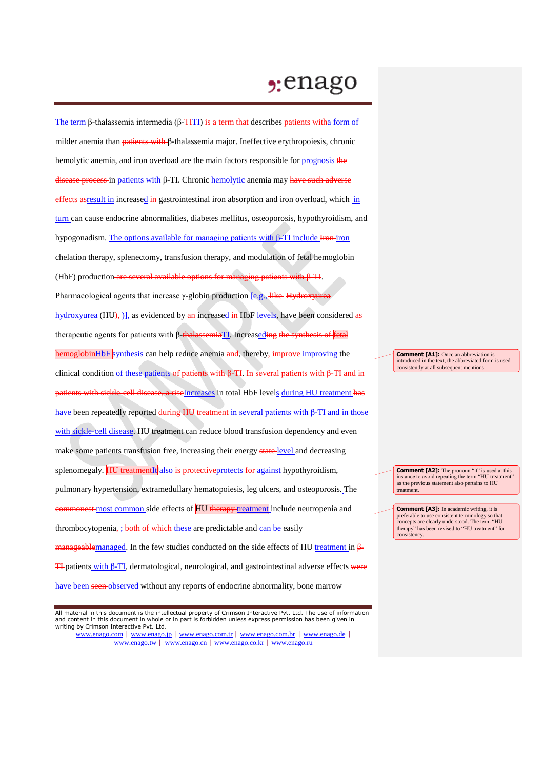The term β-thalassemia intermedia (β-~~TI~~TI) ~~is a term that~~ describes ~~patients with~~a form of milder anemia than ~~patients with~~ β-thalassemia major. Ineffective erythropoiesis, chronic hemolytic anemia, and iron overload are the main factors responsible for prognosis ~~the disease process~~ in patients with β-TI. Chronic hemolytic anemia may ~~have such adverse effects as~~result in increased ~~in~~ gastrointestinal iron absorption and iron overload, which~~-~~ in turn can cause endocrine abnormalities, diabetes mellitus, osteoporosis, hypothyroidism, and hypogonadism. The options available for managing patients with β-TI include ~~Iron~~ iron chelation therapy, splenectomy, transfusion therapy, and modulation of fetal hemoglobin (HbF) production ~~are several available options for managing patients with β-TI~~. Pharmacological agents that increase γ-globin production [e.g., ~~like~~ ~~Hydroxyurea~~ hydroxyurea (HU~~),~~)], as evidenced by ~~an~~ increased ~~in~~ HbF levels, have been considered ~~as~~ therapeutic agents for patients with β-~~thalassemia~~TI. Increas~~ed~~ing ~~the synthesis of~~ ~~fetal hemoglobin~~HbF synthesis can help reduce anemia ~~and~~, thereby~~,~~ ~~improve~~ improving the clinical condition of these patients ~~of patients with β-TI~~. ~~In several patients with β-TI and in patients with sickle cell disease, a rise~~Increases in total HbF levels during HU treatment ~~has~~ have been repeatedly reported ~~during HU treatment~~ in several patients with β-TI and in those with sickle-cell disease. HU treatment can reduce blood transfusion dependency and even make some patients transfusion free, increasing their energy ~~state~~ level and decreasing splenomegaly. ~~HU treatment~~It also ~~is protective~~protects ~~for~~ against hypothyroidism, pulmonary hypertension, extramedullary hematopoiesis, leg ulcers, and osteoporosis. The ~~commonest~~ most common side effects of HU ~~therapy~~ treatment include neutropenia and thrombocytopenia~~,~~; ~~both of which~~ these are predictable and can be easily ~~manageable~~managed. In the few studies conducted on the side effects of HU treatment in ~~β-TI~~ patients with β-TI, dermatological, neurological, and gastrointestinal adverse effects ~~were~~ have been ~~seen~~ observed without any reports of endocrine abnormality, bone marrow

**Comment [A1]:** Once an abbreviation is introduced in the text, the abbreviated form is used consistently at all subsequent mentions.

**Comment [A2]:** The pronoun "it" is used at this instance to avoid repeating the term "HU treatment" as the previous statement also pertains to HU treatment.

**Comment [A3]:** In academic writing, it is preferable to use consistent terminology so that concepts are clearly understood. The term "HU therapy" has been revised to "HU treatment" for consistency.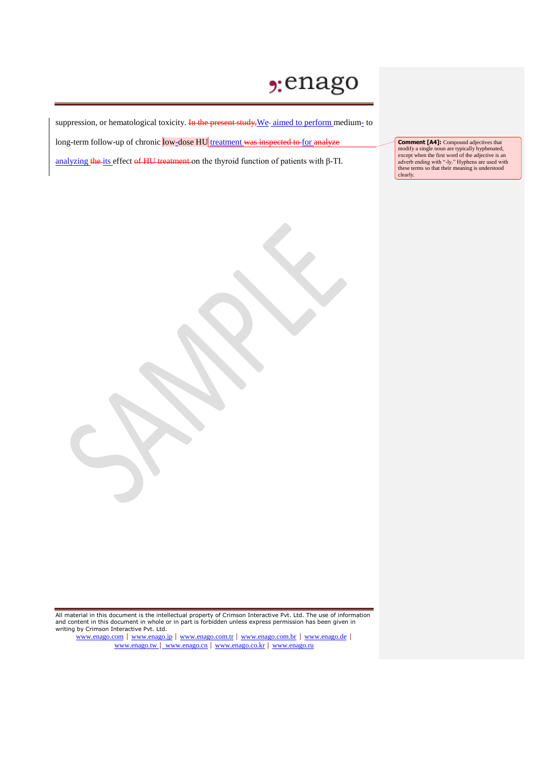suppression, or hematological toxicity. ~~In the present study,~~ We- aimed to perform medium- to long-term follow-up of chronic low-dose HU treatment ~~was inspected to~~ for ~~analyze~~ analyzing ~~the~~ its effect ~~of HU treatment~~ on the thyroid function of patients with β-TI.

**Comment [A4]:** Compound adjectives that modify a single noun are typically hyphenated, except when the first word of the adjective is an adverb ending with "-ly." Hyphens are used with these terms so that their meaning is understood clearly.

All material in this document is the intellectual property of Crimson Interactive Pvt. Ltd. The use of information and content in this document in whole or in part is forbidden unless express permission has been given in writing by Crimson Interactive Pvt. Ltd.

www.enago.com | www.enago.jp | www.enago.com.tr | www.enago.com.br | www.enago.de | www.enago.tw | www.enago.cn | www.enago.co.kr | www.enago.ru